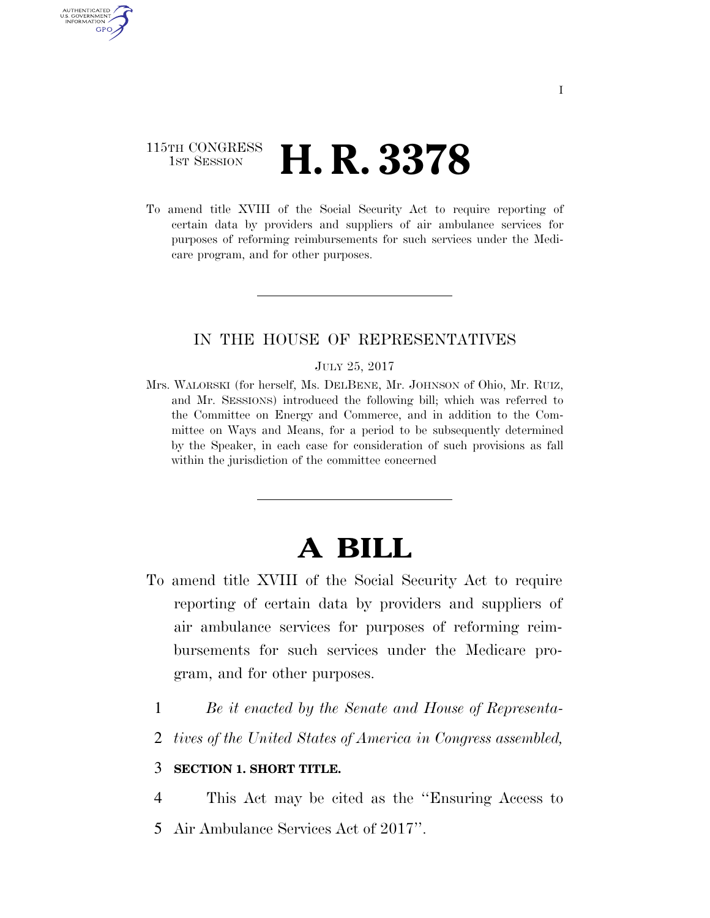115TH CONGRESS
1ST SESSION

# H. R. 3378

To amend title XVIII of the Social Security Act to require reporting of certain data by providers and suppliers of air ambulance services for purposes of reforming reimbursements for such services under the Medicare program, and for other purposes.

---

IN THE HOUSE OF REPRESENTATIVES

JULY 25, 2017

Mrs. WALORSKI (for herself, Ms. DELBENE, Mr. JOHNSON of Ohio, Mr. RUIZ, and Mr. SESSIONS) introduced the following bill; which was referred to the Committee on Energy and Commerce, and in addition to the Committee on Ways and Means, for a period to be subsequently determined by the Speaker, in each case for consideration of such provisions as fall within the jurisdiction of the committee concerned

---

# A BILL

To amend title XVIII of the Social Security Act to require reporting of certain data by providers and suppliers of air ambulance services for purposes of reforming reimbursements for such services under the Medicare program, and for other purposes.

1 *Be it enacted by the Senate and House of Representa-*
2 *tives of the United States of America in Congress assembled,*

3 **SECTION 1. SHORT TITLE.**

4 This Act may be cited as the "Ensuring Access to
5 Air Ambulance Services Act of 2017".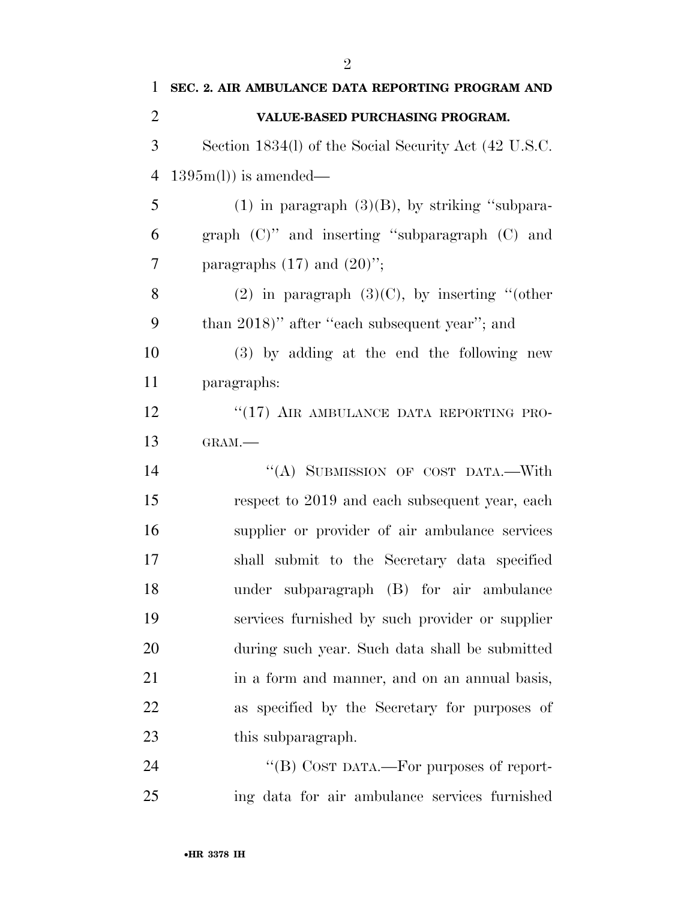**SEC. 2. AIR AMBULANCE DATA REPORTING PROGRAM AND VALUE-BASED PURCHASING PROGRAM.**

Section 1834(l) of the Social Security Act (42 U.S.C. 1395m(l)) is amended—

(1) in paragraph (3)(B), by striking ''subparagraph (C)'' and inserting ''subparagraph (C) and paragraphs (17) and (20)'';

(2) in paragraph (3)(C), by inserting ''(other than 2018)'' after ''each subsequent year''; and

(3) by adding at the end the following new paragraphs:

''(17) AIR AMBULANCE DATA REPORTING PROGRAM.—

''(A) SUBMISSION OF COST DATA.—With respect to 2019 and each subsequent year, each supplier or provider of air ambulance services shall submit to the Secretary data specified under subparagraph (B) for air ambulance services furnished by such provider or supplier during such year. Such data shall be submitted in a form and manner, and on an annual basis, as specified by the Secretary for purposes of this subparagraph.

''(B) COST DATA.—For purposes of reporting data for air ambulance services furnished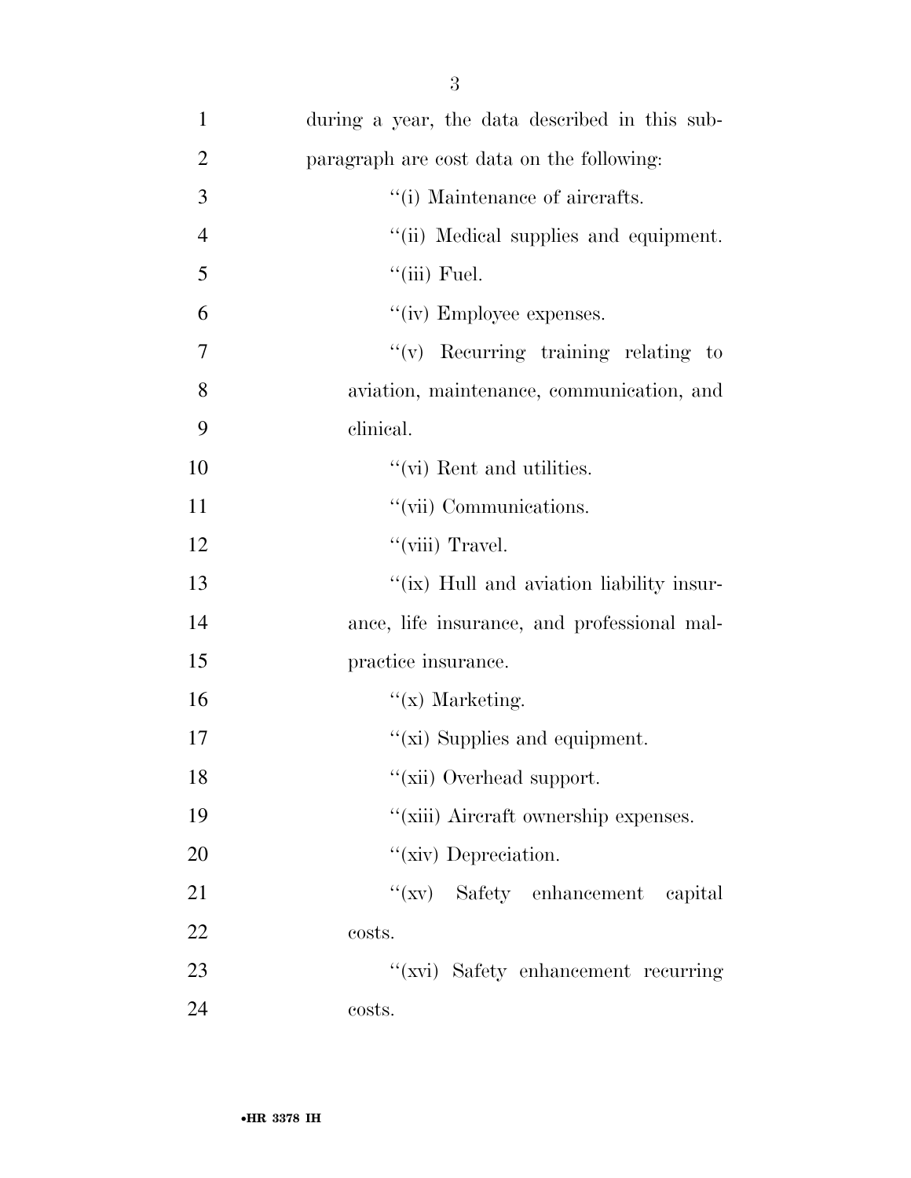during a year, the data described in this subparagraph are cost data on the following:

''(i) Maintenance of aircrafts.

''(ii) Medical supplies and equipment.

''(iii) Fuel.

''(iv) Employee expenses.

''(v) Recurring training relating to aviation, maintenance, communication, and clinical.

''(vi) Rent and utilities.

''(vii) Communications.

''(viii) Travel.

''(ix) Hull and aviation liability insurance, life insurance, and professional malpractice insurance.

''(x) Marketing.

''(xi) Supplies and equipment.

''(xii) Overhead support.

''(xiii) Aircraft ownership expenses.

''(xiv) Depreciation.

''(xv) Safety enhancement capital costs.

''(xvi) Safety enhancement recurring costs.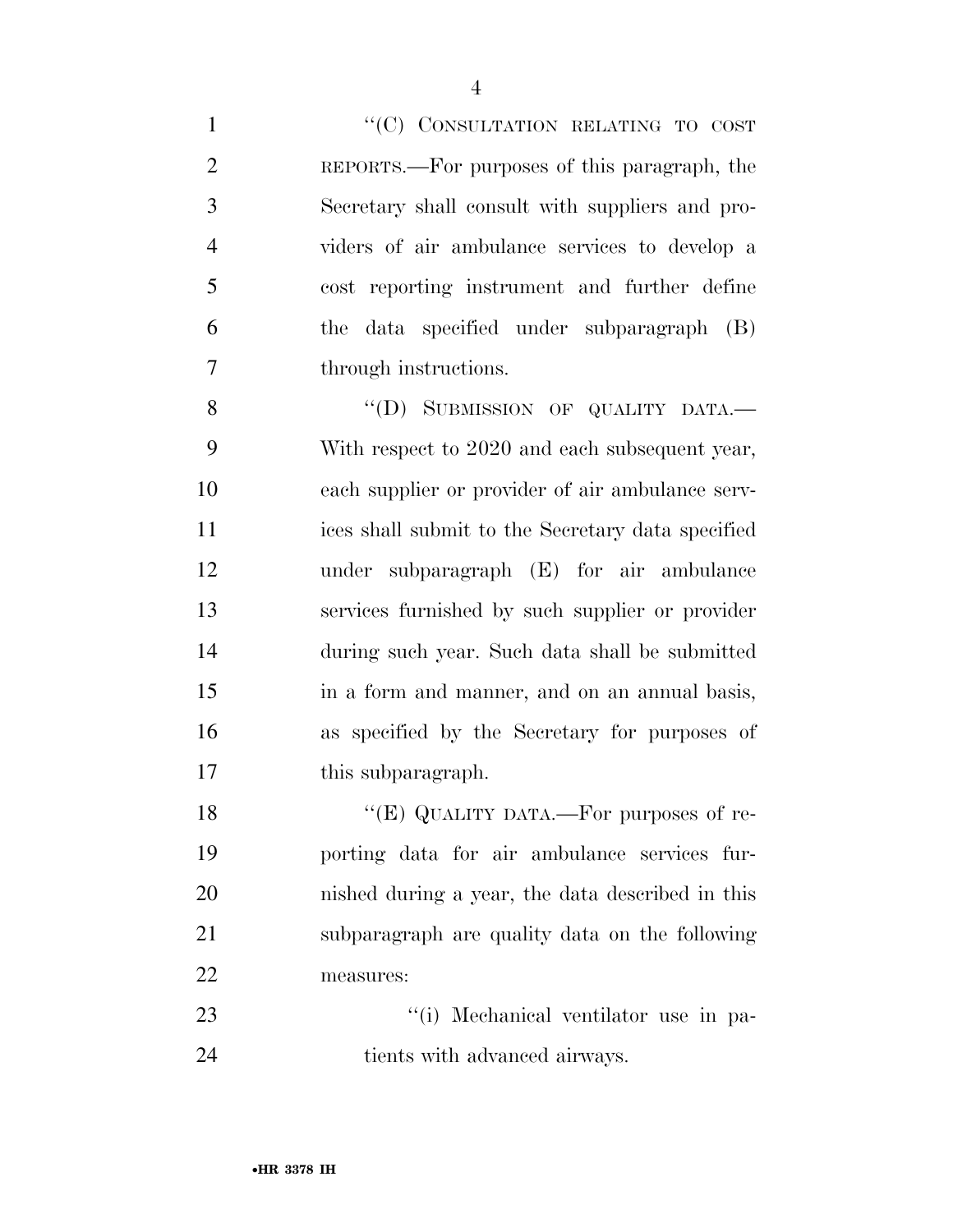"(C) CONSULTATION RELATING TO COST REPORTS.—For purposes of this paragraph, the Secretary shall consult with suppliers and providers of air ambulance services to develop a cost reporting instrument and further define the data specified under subparagraph (B) through instructions.

"(D) SUBMISSION OF QUALITY DATA.—With respect to 2020 and each subsequent year, each supplier or provider of air ambulance services shall submit to the Secretary data specified under subparagraph (E) for air ambulance services furnished by such supplier or provider during such year. Such data shall be submitted in a form and manner, and on an annual basis, as specified by the Secretary for purposes of this subparagraph.

"(E) QUALITY DATA.—For purposes of reporting data for air ambulance services furnished during a year, the data described in this subparagraph are quality data on the following measures:

"(i) Mechanical ventilator use in patients with advanced airways.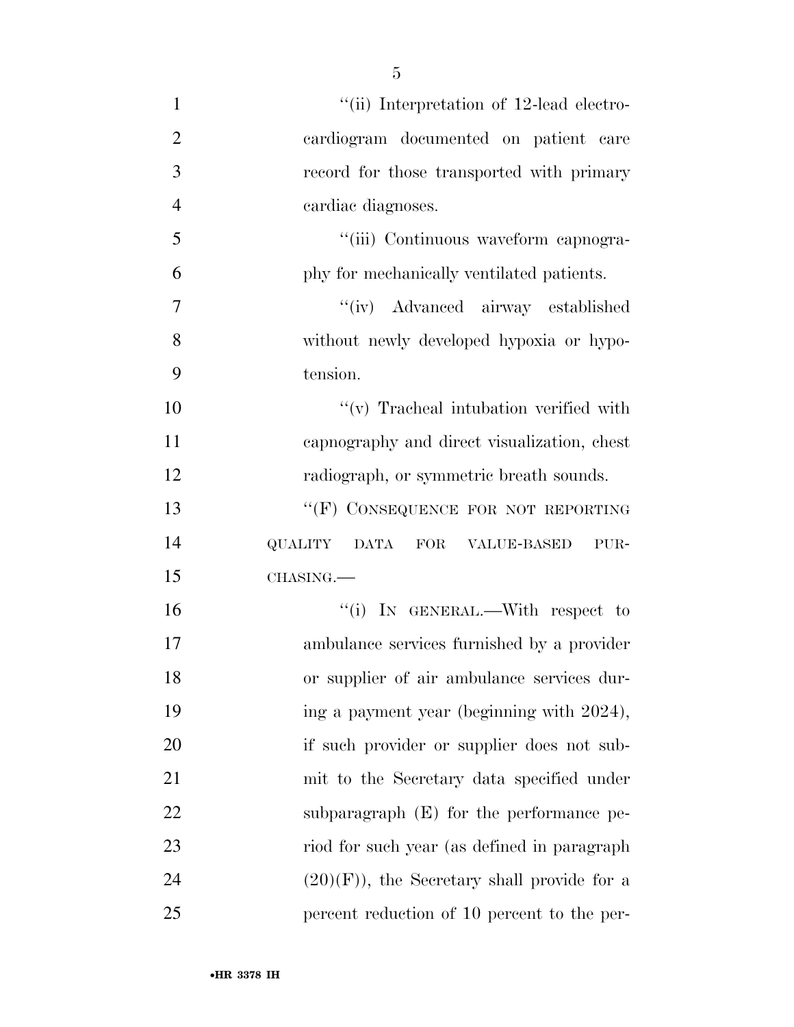"(ii) Interpretation of 12-lead electrocardiogram documented on patient care record for those transported with primary cardiac diagnoses.

"(iii) Continuous waveform capnography for mechanically ventilated patients.

"(iv) Advanced airway established without newly developed hypoxia or hypotension.

"(v) Tracheal intubation verified with capnography and direct visualization, chest radiograph, or symmetric breath sounds.

"(F) CONSEQUENCE FOR NOT REPORTING QUALITY DATA FOR VALUE-BASED PURCHASING.—

"(i) IN GENERAL.—With respect to ambulance services furnished by a provider or supplier of air ambulance services during a payment year (beginning with 2024), if such provider or supplier does not submit to the Secretary data specified under subparagraph (E) for the performance period for such year (as defined in paragraph (20)(F)), the Secretary shall provide for a percent reduction of 10 percent to the per-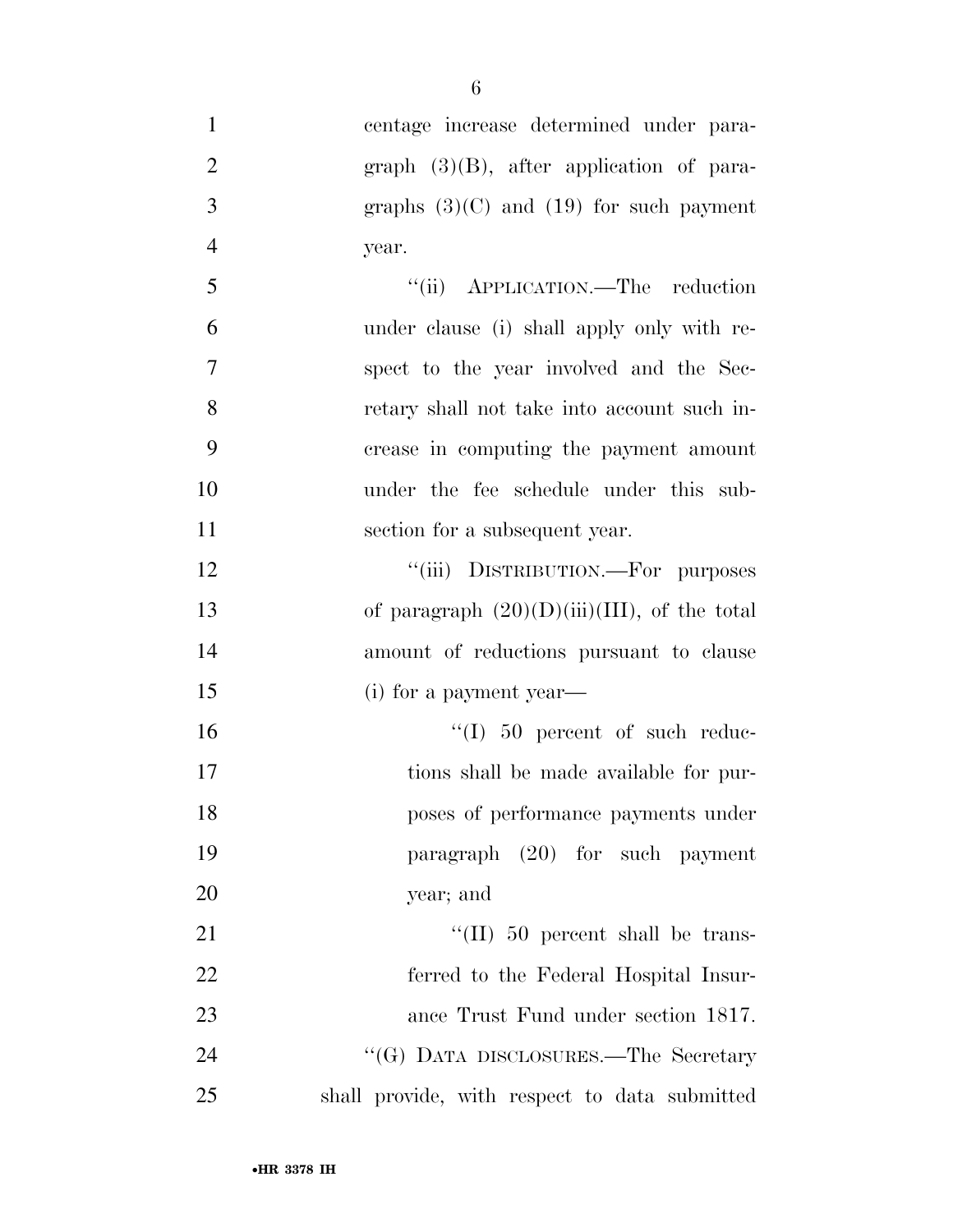centage increase determined under paragraph (3)(B), after application of paragraphs (3)(C) and (19) for such payment year.

"(ii) APPLICATION.—The reduction under clause (i) shall apply only with respect to the year involved and the Secretary shall not take into account such increase in computing the payment amount under the fee schedule under this subsection for a subsequent year.

"(iii) DISTRIBUTION.—For purposes of paragraph (20)(D)(iii)(III), of the total amount of reductions pursuant to clause (i) for a payment year—

"(I) 50 percent of such reductions shall be made available for purposes of performance payments under paragraph (20) for such payment year; and

"(II) 50 percent shall be transferred to the Federal Hospital Insurance Trust Fund under section 1817.

"(G) DATA DISCLOSURES.—The Secretary shall provide, with respect to data submitted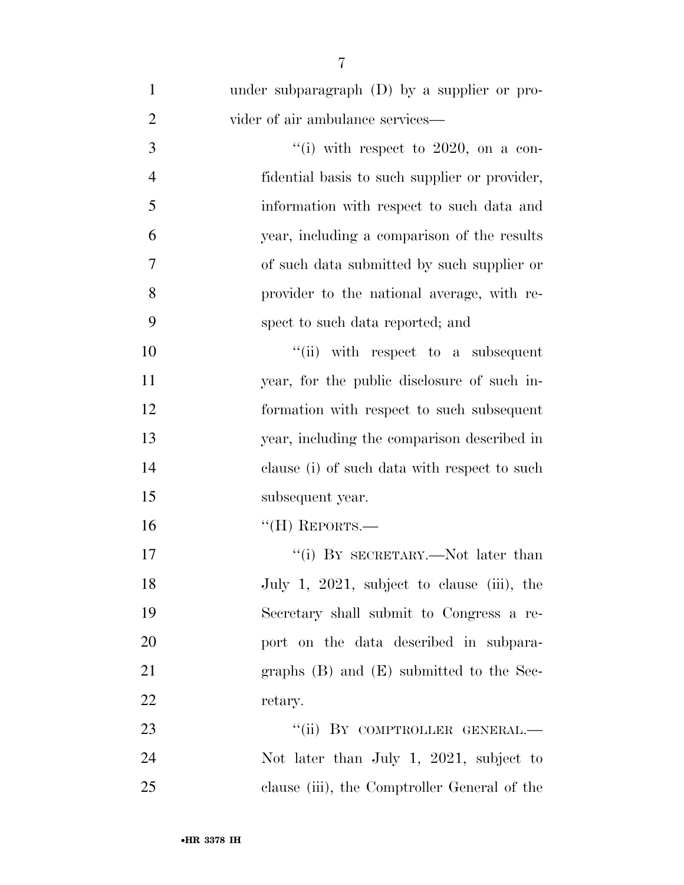under subparagraph (D) by a supplier or provider of air ambulance services—

"(i) with respect to 2020, on a confidential basis to such supplier or provider, information with respect to such data and year, including a comparison of the results of such data submitted by such supplier or provider to the national average, with respect to such data reported; and

"(ii) with respect to a subsequent year, for the public disclosure of such information with respect to such subsequent year, including the comparison described in clause (i) of such data with respect to such subsequent year.

"(H) REPORTS.—

"(i) BY SECRETARY.—Not later than July 1, 2021, subject to clause (iii), the Secretary shall submit to Congress a report on the data described in subparagraphs (B) and (E) submitted to the Secretary.

"(ii) BY COMPTROLLER GENERAL.— Not later than July 1, 2021, subject to clause (iii), the Comptroller General of the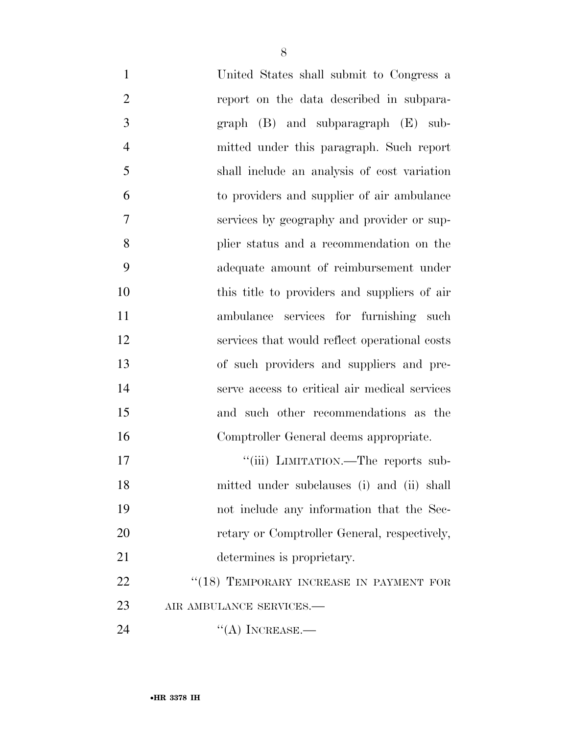United States shall submit to Congress a report on the data described in subparagraph (B) and subparagraph (E) submitted under this paragraph. Such report shall include an analysis of cost variation to providers and supplier of air ambulance services by geography and provider or supplier status and a recommendation on the adequate amount of reimbursement under this title to providers and suppliers of air ambulance services for furnishing such services that would reflect operational costs of such providers and suppliers and preserve access to critical air medical services and such other recommendations as the Comptroller General deems appropriate.

"(iii) LIMITATION.—The reports submitted under subclauses (i) and (ii) shall not include any information that the Secretary or Comptroller General, respectively, determines is proprietary.

"(18) TEMPORARY INCREASE IN PAYMENT FOR AIR AMBULANCE SERVICES.—

"(A) INCREASE.—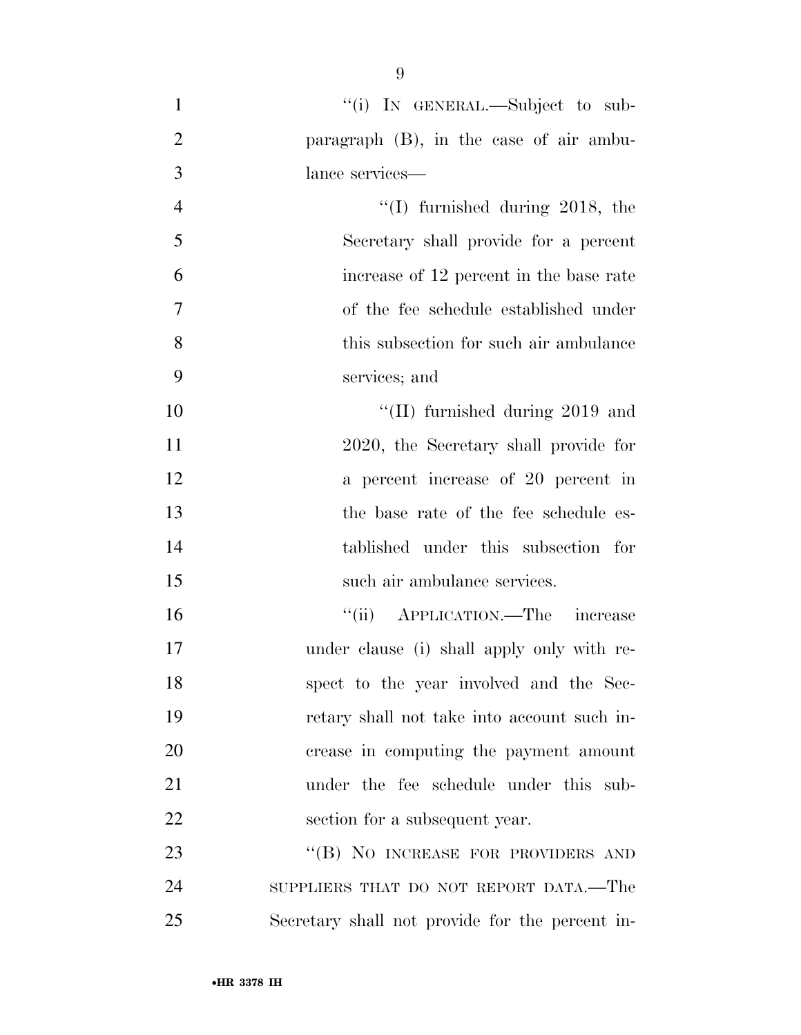"(i) IN GENERAL.—Subject to subparagraph (B), in the case of air ambulance services—

"(I) furnished during 2018, the Secretary shall provide for a percent increase of 12 percent in the base rate of the fee schedule established under this subsection for such air ambulance services; and

"(II) furnished during 2019 and 2020, the Secretary shall provide for a percent increase of 20 percent in the base rate of the fee schedule established under this subsection for such air ambulance services.

"(ii) APPLICATION.—The increase under clause (i) shall apply only with respect to the year involved and the Secretary shall not take into account such increase in computing the payment amount under the fee schedule under this subsection for a subsequent year.

"(B) NO INCREASE FOR PROVIDERS AND SUPPLIERS THAT DO NOT REPORT DATA.—The Secretary shall not provide for the percent in-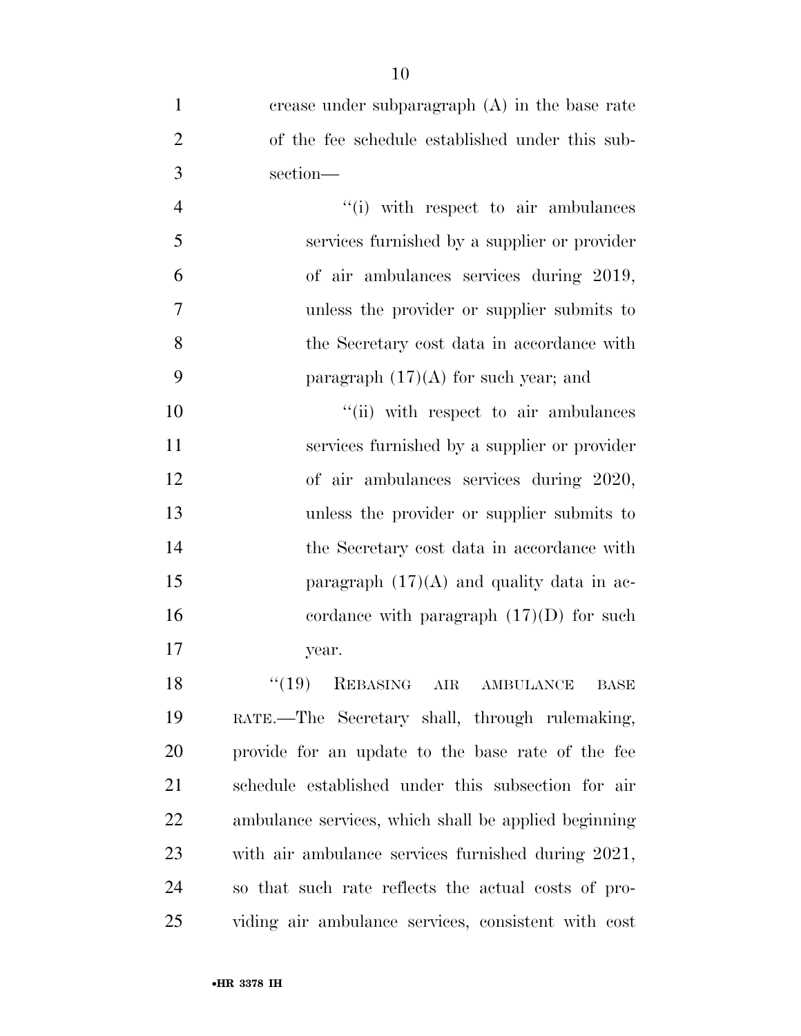crease under subparagraph (A) in the base rate of the fee schedule established under this subsection—

''(i) with respect to air ambulances services furnished by a supplier or provider of air ambulances services during 2019, unless the provider or supplier submits to the Secretary cost data in accordance with paragraph (17)(A) for such year; and

''(ii) with respect to air ambulances services furnished by a supplier or provider of air ambulances services during 2020, unless the provider or supplier submits to the Secretary cost data in accordance with paragraph (17)(A) and quality data in accordance with paragraph (17)(D) for such year.

''(19) REBASING AIR AMBULANCE BASE RATE.—The Secretary shall, through rulemaking, provide for an update to the base rate of the fee schedule established under this subsection for air ambulance services, which shall be applied beginning with air ambulance services furnished during 2021, so that such rate reflects the actual costs of providing air ambulance services, consistent with cost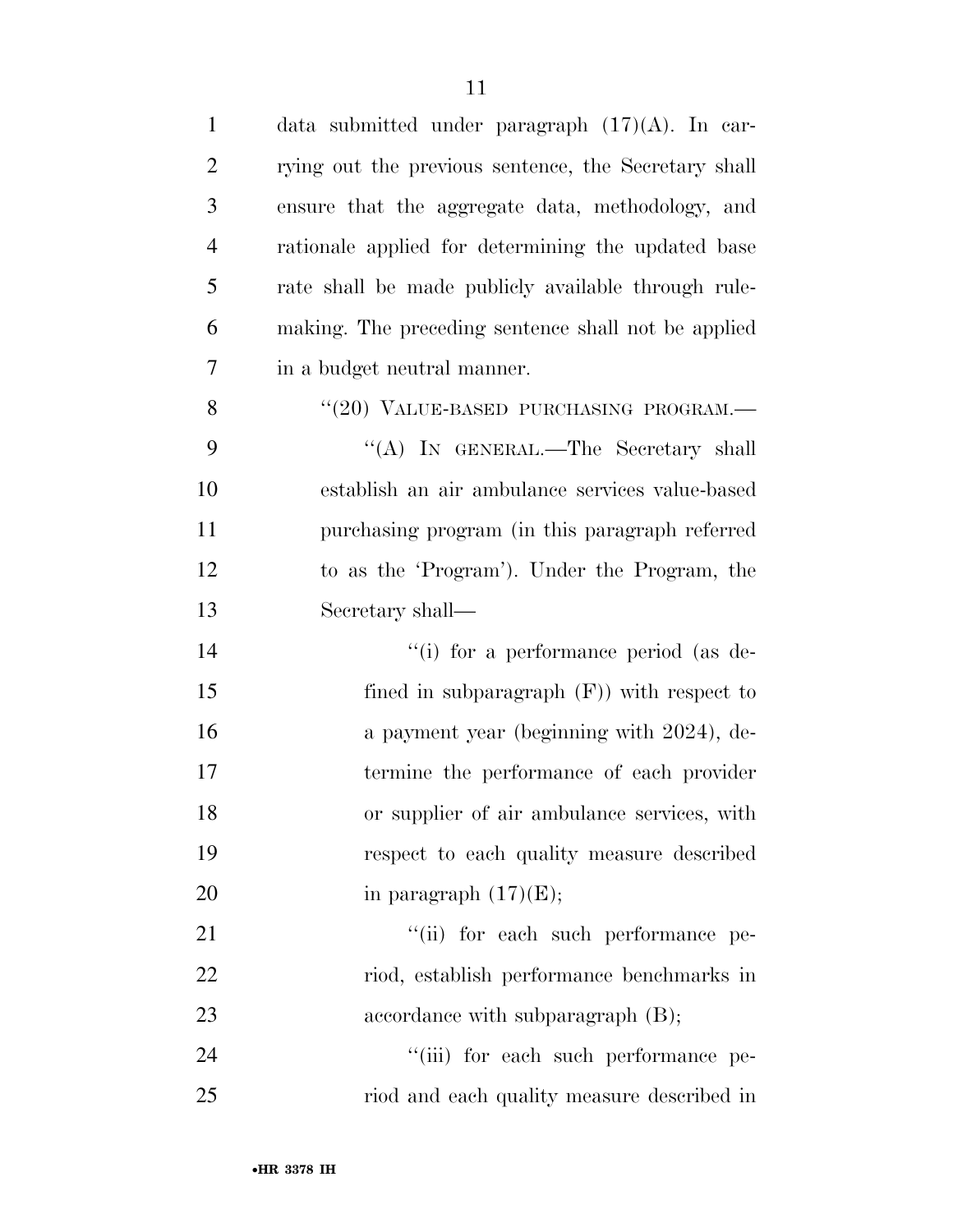data submitted under paragraph (17)(A). In carrying out the previous sentence, the Secretary shall ensure that the aggregate data, methodology, and rationale applied for determining the updated base rate shall be made publicly available through rulemaking. The preceding sentence shall not be applied in a budget neutral manner.

"(20) VALUE-BASED PURCHASING PROGRAM.—

"(A) IN GENERAL.—The Secretary shall establish an air ambulance services value-based purchasing program (in this paragraph referred to as the 'Program'). Under the Program, the Secretary shall—

"(i) for a performance period (as defined in subparagraph (F)) with respect to a payment year (beginning with 2024), determine the performance of each provider or supplier of air ambulance services, with respect to each quality measure described in paragraph (17)(E);

"(ii) for each such performance period, establish performance benchmarks in accordance with subparagraph (B);

"(iii) for each such performance period and each quality measure described in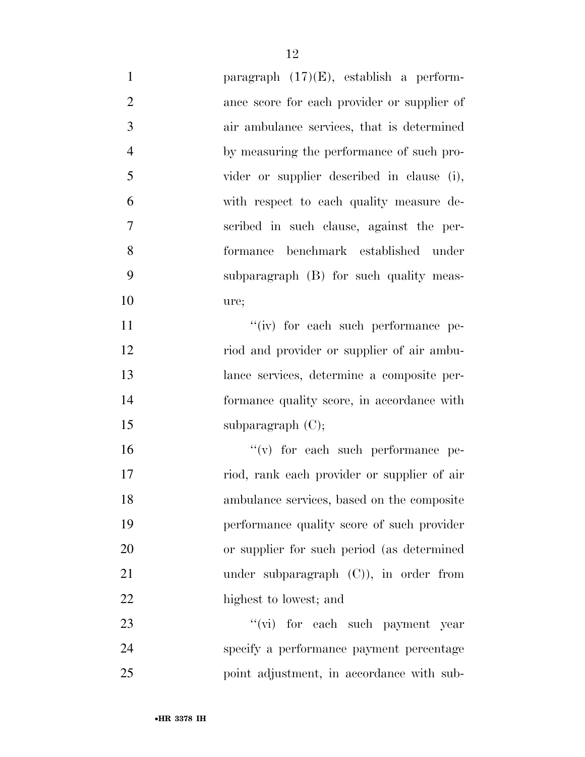paragraph (17)(E), establish a performance score for each provider or supplier of air ambulance services, that is determined by measuring the performance of such provider or supplier described in clause (i), with respect to each quality measure described in such clause, against the performance benchmark established under subparagraph (B) for such quality measure;

"(iv) for each such performance period and provider or supplier of air ambulance services, determine a composite performance quality score, in accordance with subparagraph (C);

"(v) for each such performance period, rank each provider or supplier of air ambulance services, based on the composite performance quality score of such provider or supplier for such period (as determined under subparagraph (C)), in order from highest to lowest; and

"(vi) for each such payment year specify a performance payment percentage point adjustment, in accordance with sub-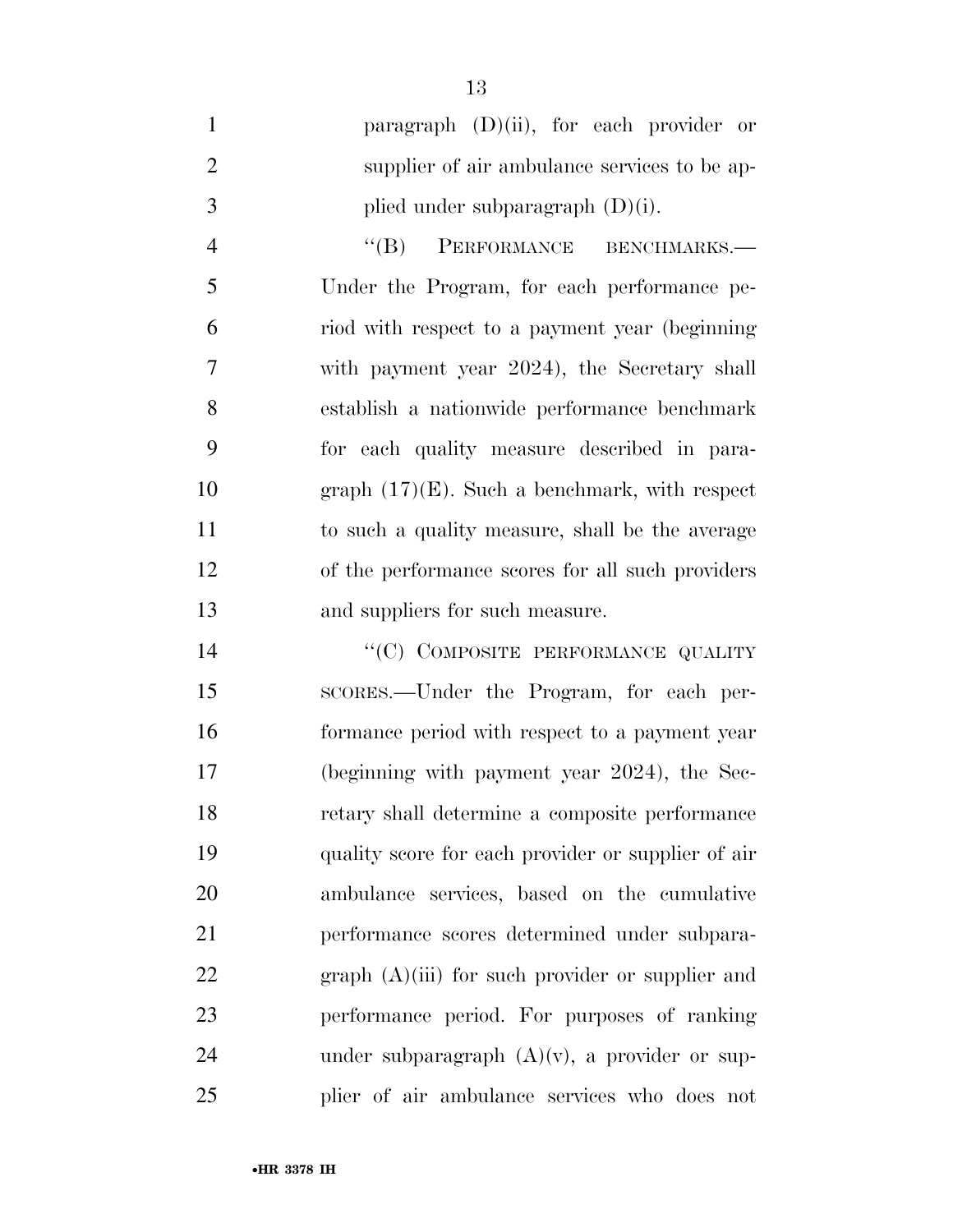paragraph (D)(ii), for each provider or supplier of air ambulance services to be applied under subparagraph (D)(i).

"(B) PERFORMANCE BENCHMARKS.—Under the Program, for each performance period with respect to a payment year (beginning with payment year 2024), the Secretary shall establish a nationwide performance benchmark for each quality measure described in paragraph (17)(E). Such a benchmark, with respect to such a quality measure, shall be the average of the performance scores for all such providers and suppliers for such measure.

"(C) COMPOSITE PERFORMANCE QUALITY SCORES.—Under the Program, for each performance period with respect to a payment year (beginning with payment year 2024), the Secretary shall determine a composite performance quality score for each provider or supplier of air ambulance services, based on the cumulative performance scores determined under subparagraph (A)(iii) for such provider or supplier and performance period. For purposes of ranking under subparagraph (A)(v), a provider or supplier of air ambulance services who does not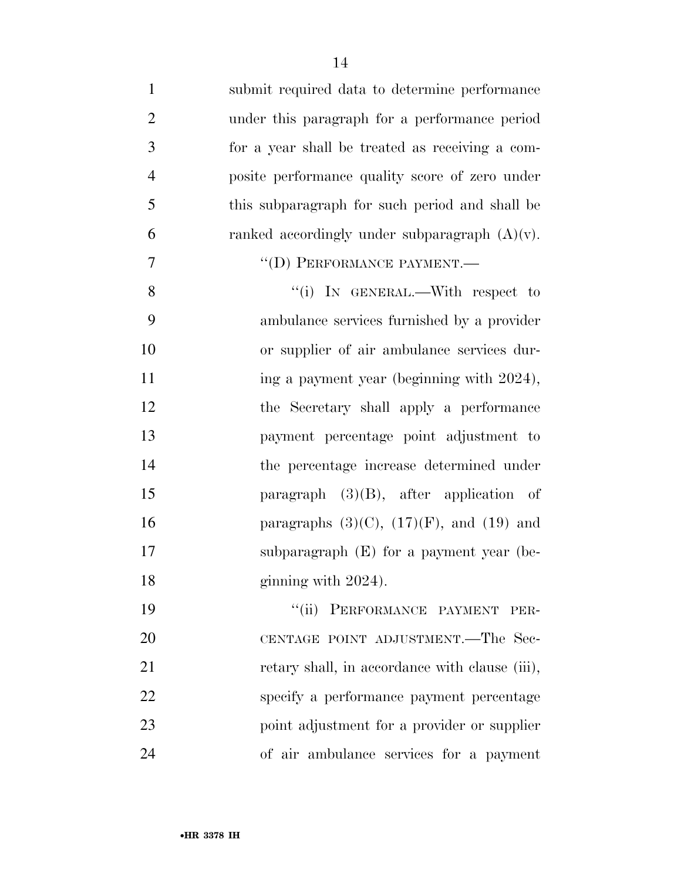submit required data to determine performance under this paragraph for a performance period for a year shall be treated as receiving a composite performance quality score of zero under this subparagraph for such period and shall be ranked accordingly under subparagraph (A)(v).

"(D) PERFORMANCE PAYMENT.—

"(i) IN GENERAL.—With respect to ambulance services furnished by a provider or supplier of air ambulance services during a payment year (beginning with 2024), the Secretary shall apply a performance payment percentage point adjustment to the percentage increase determined under paragraph (3)(B), after application of paragraphs (3)(C), (17)(F), and (19) and subparagraph (E) for a payment year (beginning with 2024).

"(ii) PERFORMANCE PAYMENT PERCENTAGE POINT ADJUSTMENT.—The Secretary shall, in accordance with clause (iii), specify a performance payment percentage point adjustment for a provider or supplier of air ambulance services for a payment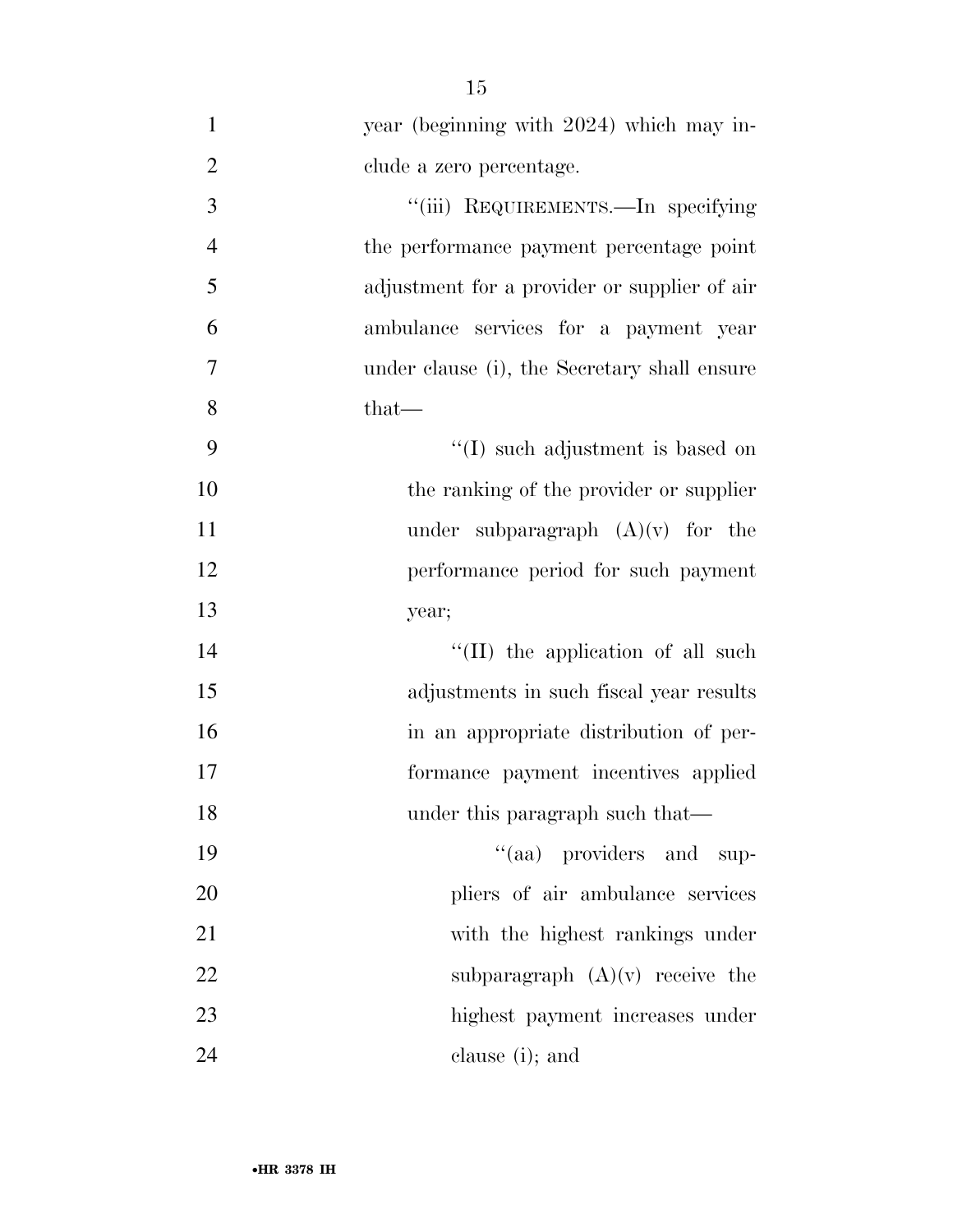year (beginning with 2024) which may include a zero percentage.

''(iii) REQUIREMENTS.—In specifying the performance payment percentage point adjustment for a provider or supplier of air ambulance services for a payment year under clause (i), the Secretary shall ensure that—

''(I) such adjustment is based on the ranking of the provider or supplier under subparagraph (A)(v) for the performance period for such payment year;

''(II) the application of all such adjustments in such fiscal year results in an appropriate distribution of performance payment incentives applied under this paragraph such that—

''(aa) providers and suppliers of air ambulance services with the highest rankings under subparagraph (A)(v) receive the highest payment increases under clause (i); and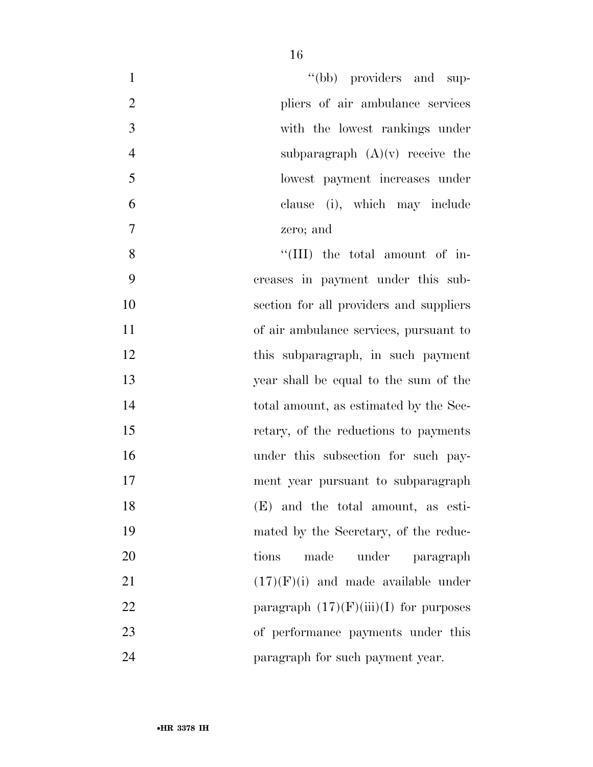''(bb) providers and suppliers of air ambulance services with the lowest rankings under subparagraph (A)(v) receive the lowest payment increases under clause (i), which may include zero; and

''(III) the total amount of increases in payment under this subsection for all providers and suppliers of air ambulance services, pursuant to this subparagraph, in such payment year shall be equal to the sum of the total amount, as estimated by the Secretary, of the reductions to payments under this subsection for such payment year pursuant to subparagraph (E) and the total amount, as estimated by the Secretary, of the reductions made under paragraph (17)(F)(i) and made available under paragraph (17)(F)(iii)(I) for purposes of performance payments under this paragraph for such payment year.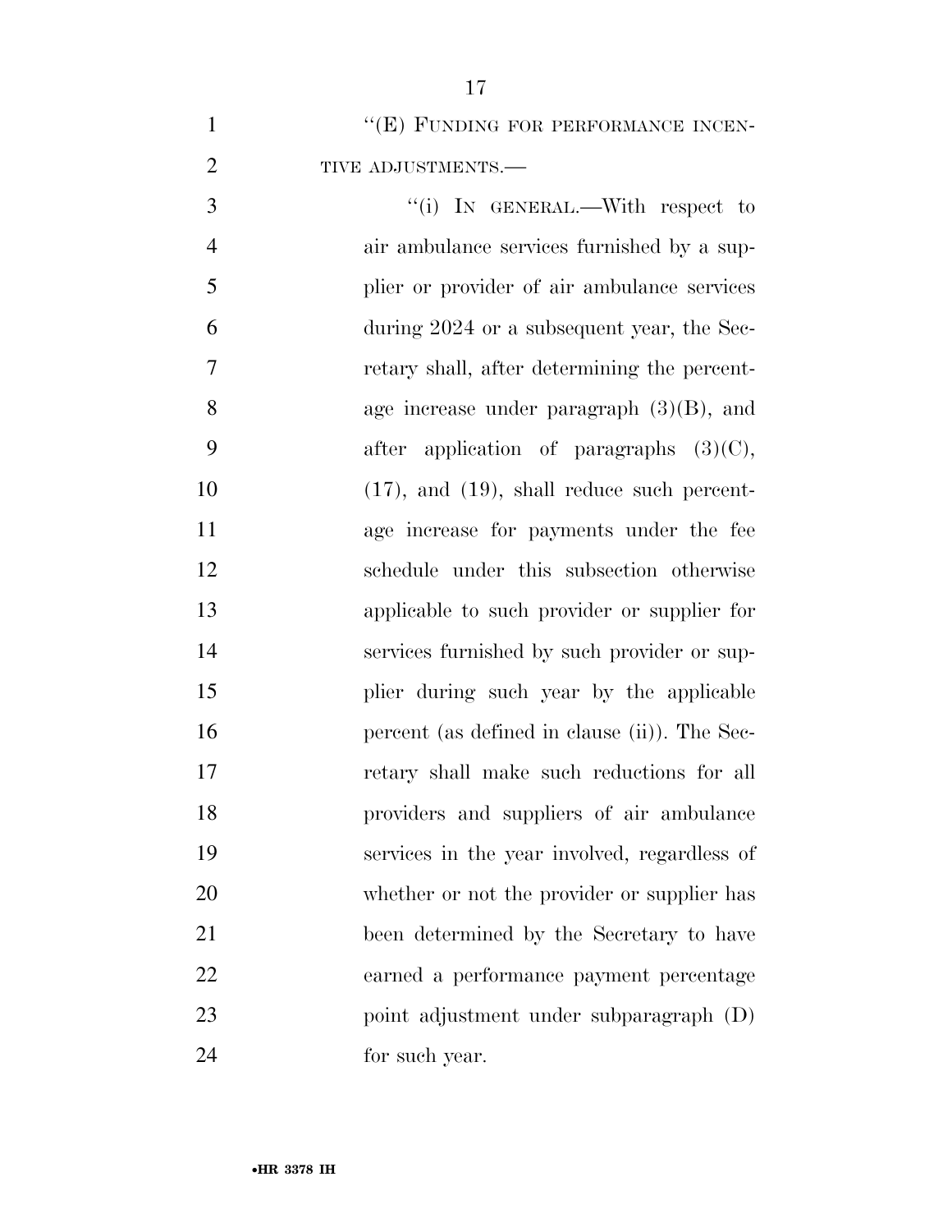"(E) FUNDING FOR PERFORMANCE INCENTIVE ADJUSTMENTS.—

"(i) IN GENERAL.—With respect to air ambulance services furnished by a supplier or provider of air ambulance services during 2024 or a subsequent year, the Secretary shall, after determining the percentage increase under paragraph (3)(B), and after application of paragraphs (3)(C), (17), and (19), shall reduce such percentage increase for payments under the fee schedule under this subsection otherwise applicable to such provider or supplier for services furnished by such provider or supplier during such year by the applicable percent (as defined in clause (ii)). The Secretary shall make such reductions for all providers and suppliers of air ambulance services in the year involved, regardless of whether or not the provider or supplier has been determined by the Secretary to have earned a performance payment percentage point adjustment under subparagraph (D) for such year.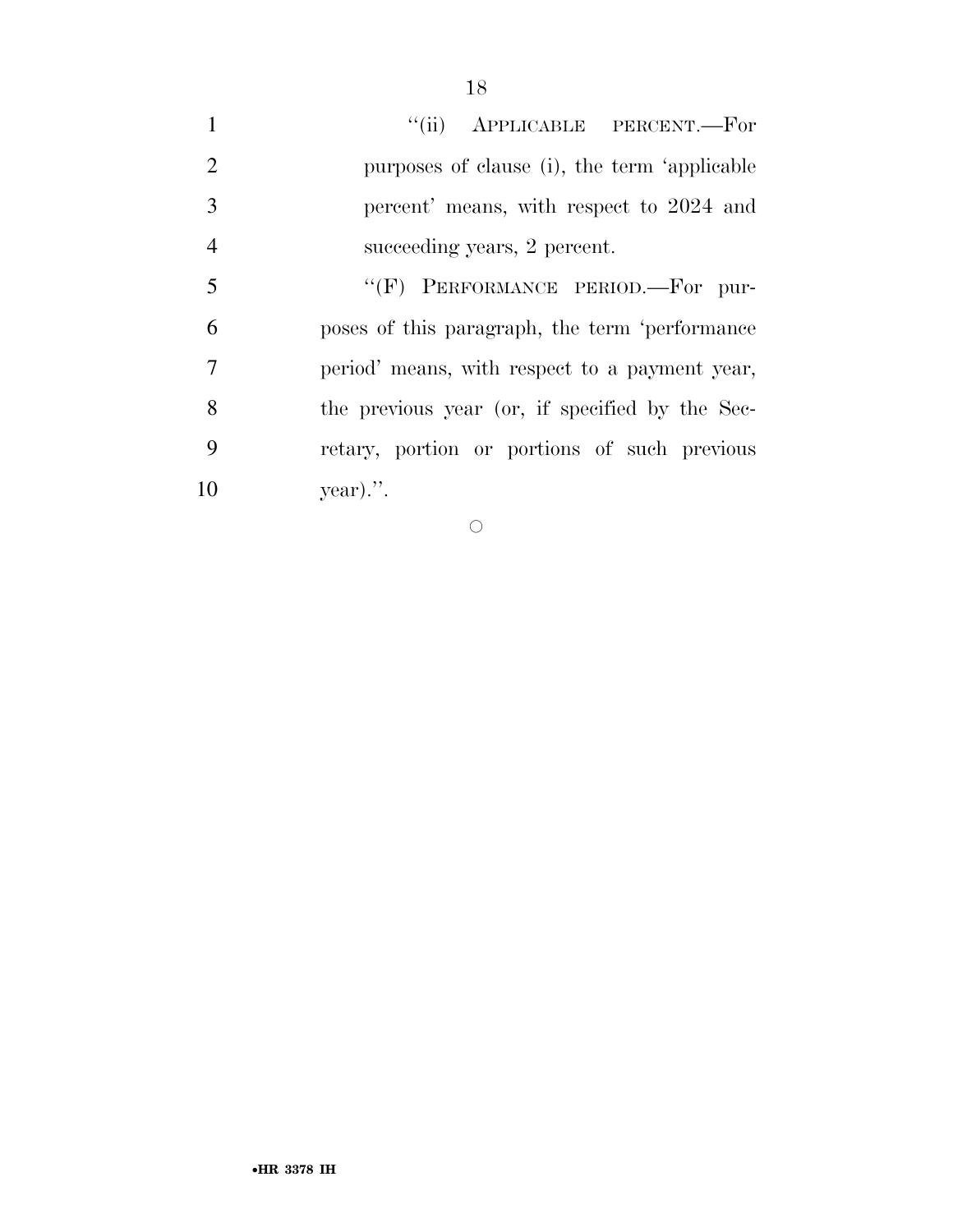"(ii) APPLICABLE PERCENT.—For purposes of clause (i), the term 'applicable percent' means, with respect to 2024 and succeeding years, 2 percent.

"(F) PERFORMANCE PERIOD.—For purposes of this paragraph, the term 'performance period' means, with respect to a payment year, the previous year (or, if specified by the Secretary, portion or portions of such previous year).".

○